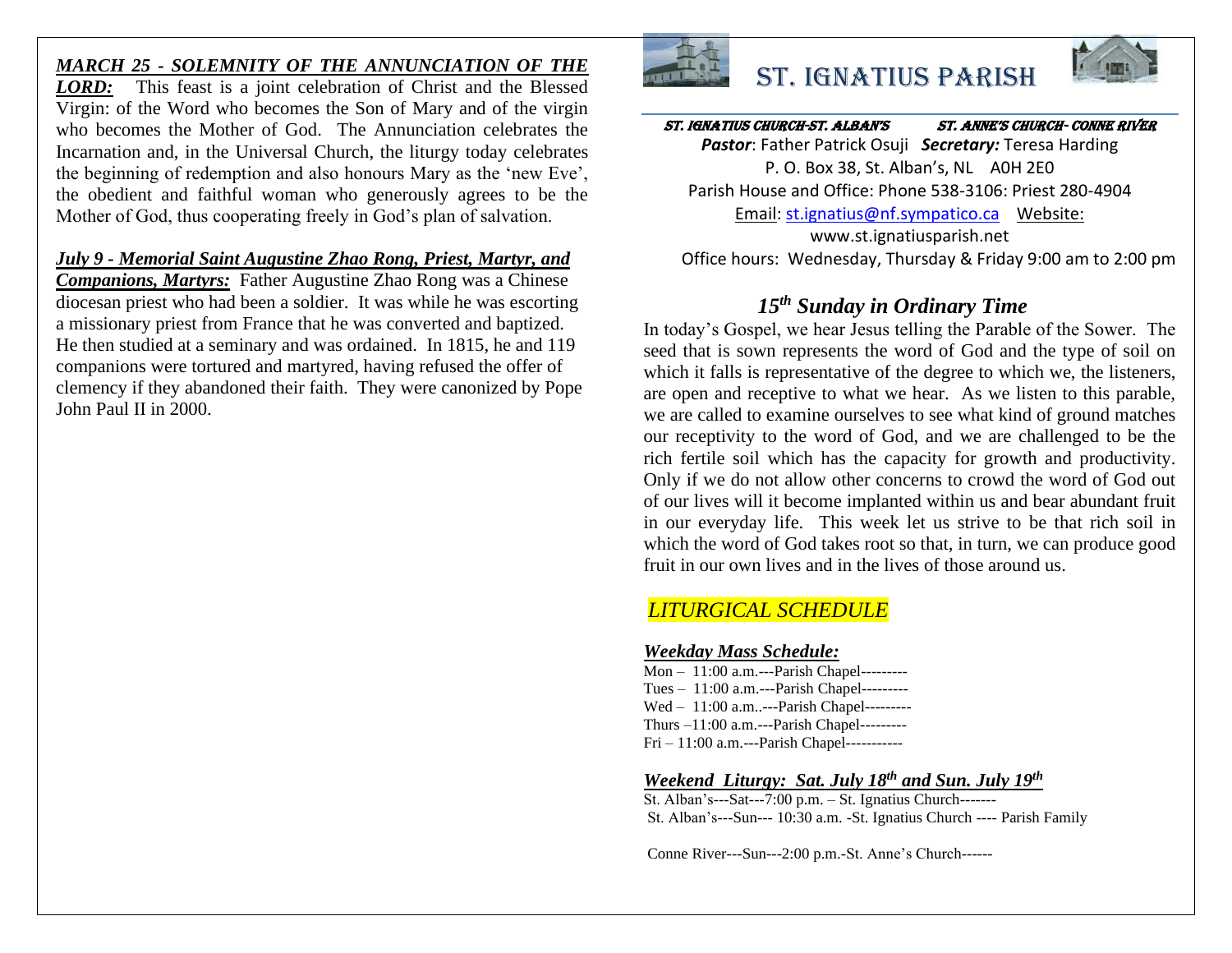***MARCH 25 - SOLEMNITY OF THE ANNUNCIATION OF THE LORD:*** This feast is a joint celebration of Christ and the Blessed Virgin: of the Word who becomes the Son of Mary and of the virgin who becomes the Mother of God. The Annunciation celebrates the Incarnation and, in the Universal Church, the liturgy today celebrates the beginning of redemption and also honours Mary as the 'new Eve', the obedient and faithful woman who generously agrees to be the Mother of God, thus cooperating freely in God's plan of salvation.

***July 9 - Memorial Saint Augustine Zhao Rong, Priest, Martyr, and Companions, Martyrs:*** Father Augustine Zhao Rong was a Chinese diocesan priest who had been a soldier. It was while he was escorting a missionary priest from France that he was converted and baptized. He then studied at a seminary and was ordained. In 1815, he and 119 companions were tortured and martyred, having refused the offer of clemency if they abandoned their faith. They were canonized by Pope John Paul II in 2000.

# ST. IGNATIUS PARISH

**ST. IGNATIUS CHURCH-ST. ALBAN'S** **ST. ANNE'S CHURCH- CONNE RIVER**

***Pastor***: Father Patrick Osuji ***Secretary:*** Teresa Harding
P. O. Box 38, St. Alban's, NL A0H 2E0
Parish House and Office: Phone 538-3106: Priest 280-4904
Email: st.ignatius@nf.sympatico.ca Website: www.st.ignatiusparish.net
Office hours: Wednesday, Thursday & Friday 9:00 am to 2:00 pm

## *15th Sunday in Ordinary Time*

In today's Gospel, we hear Jesus telling the Parable of the Sower. The seed that is sown represents the word of God and the type of soil on which it falls is representative of the degree to which we, the listeners, are open and receptive to what we hear. As we listen to this parable, we are called to examine ourselves to see what kind of ground matches our receptivity to the word of God, and we are challenged to be the rich fertile soil which has the capacity for growth and productivity. Only if we do not allow other concerns to crowd the word of God out of our lives will it become implanted within us and bear abundant fruit in our everyday life. This week let us strive to be that rich soil in which the word of God takes root so that, in turn, we can produce good fruit in our own lives and in the lives of those around us.

## *LITURGICAL SCHEDULE*

***Weekday Mass Schedule:***

Mon – 11:00 a.m.---Parish Chapel---------
Tues – 11:00 a.m.---Parish Chapel---------
Wed – 11:00 a.m..---Parish Chapel---------
Thurs –11:00 a.m.---Parish Chapel---------
Fri – 11:00 a.m.---Parish Chapel-----------

***Weekend Liturgy: Sat. July 18th and Sun. July 19th***

St. Alban's---Sat---7:00 p.m. – St. Ignatius Church-------
St. Alban's---Sun--- 10:30 a.m. -St. Ignatius Church ---- Parish Family

Conne River---Sun---2:00 p.m.-St. Anne's Church------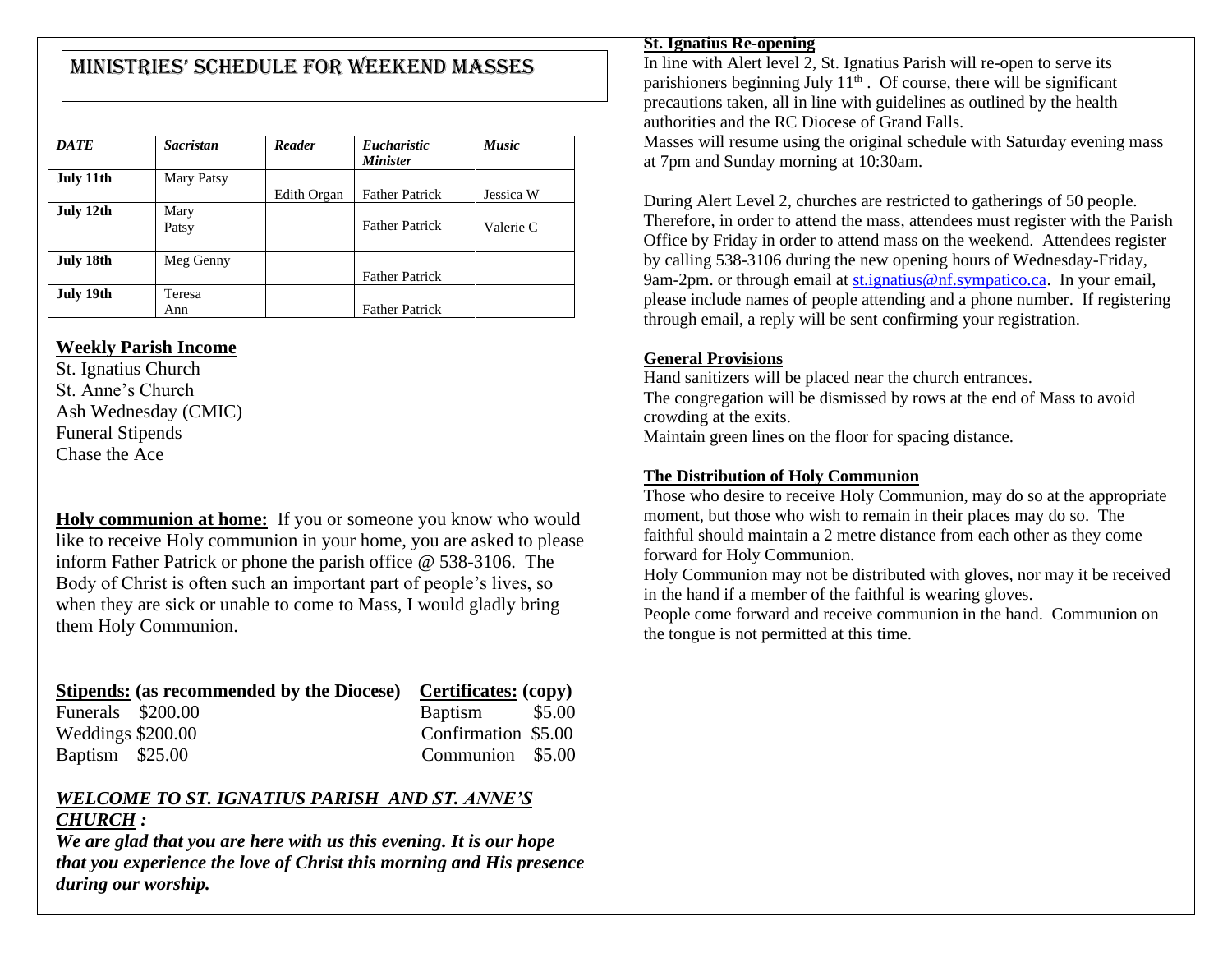# Ministries' Schedule for Weekend Masses

| *DATE* | *Sacristan* | *Reader* | *Eucharistic Minister* | *Music* |
|---|---|---|---|---|
| **July 11th** | Mary Patsy | Edith Organ | Father Patrick | Jessica W |
| **July 12th** | Mary Patsy | | Father Patrick | Valerie C |
| **July 18th** | Meg Genny | | Father Patrick | |
| **July 19th** | Teresa Ann | | Father Patrick | |

**Weekly Parish Income**

St. Ignatius Church
St. Anne's Church
Ash Wednesday (CMIC)
Funeral Stipends
Chase the Ace

**Holy communion at home:** If you or someone you know who would like to receive Holy communion in your home, you are asked to please inform Father Patrick or phone the parish office @ 538-3106. The Body of Christ is often such an important part of people's lives, so when they are sick or unable to come to Mass, I would gladly bring them Holy Communion.

**Stipends: (as recommended by the Diocese)**

Funerals $200.00
Weddings $200.00
Baptism $25.00

**Certificates: (copy)**

Baptism $5.00
Confirmation $5.00
Communion $5.00

***WELCOME TO ST. IGNATIUS PARISH AND ST. ANNE'S CHURCH :***

***We are glad that you are here with us this evening. It is our hope that you experience the love of Christ this morning and His presence during our worship.***

**St. Ignatius Re-opening**

In line with Alert level 2, St. Ignatius Parish will re-open to serve its parishioners beginning July 11th . Of course, there will be significant precautions taken, all in line with guidelines as outlined by the health authorities and the RC Diocese of Grand Falls.

Masses will resume using the original schedule with Saturday evening mass at 7pm and Sunday morning at 10:30am.

During Alert Level 2, churches are restricted to gatherings of 50 people. Therefore, in order to attend the mass, attendees must register with the Parish Office by Friday in order to attend mass on the weekend. Attendees register by calling 538-3106 during the new opening hours of Wednesday-Friday, 9am-2pm. or through email at st.ignatius@nf.sympatico.ca. In your email, please include names of people attending and a phone number. If registering through email, a reply will be sent confirming your registration.

**General Provisions**

Hand sanitizers will be placed near the church entrances.
The congregation will be dismissed by rows at the end of Mass to avoid crowding at the exits.
Maintain green lines on the floor for spacing distance.

**The Distribution of Holy Communion**

Those who desire to receive Holy Communion, may do so at the appropriate moment, but those who wish to remain in their places may do so. The faithful should maintain a 2 metre distance from each other as they come forward for Holy Communion.

Holy Communion may not be distributed with gloves, nor may it be received in the hand if a member of the faithful is wearing gloves.

People come forward and receive communion in the hand. Communion on the tongue is not permitted at this time.